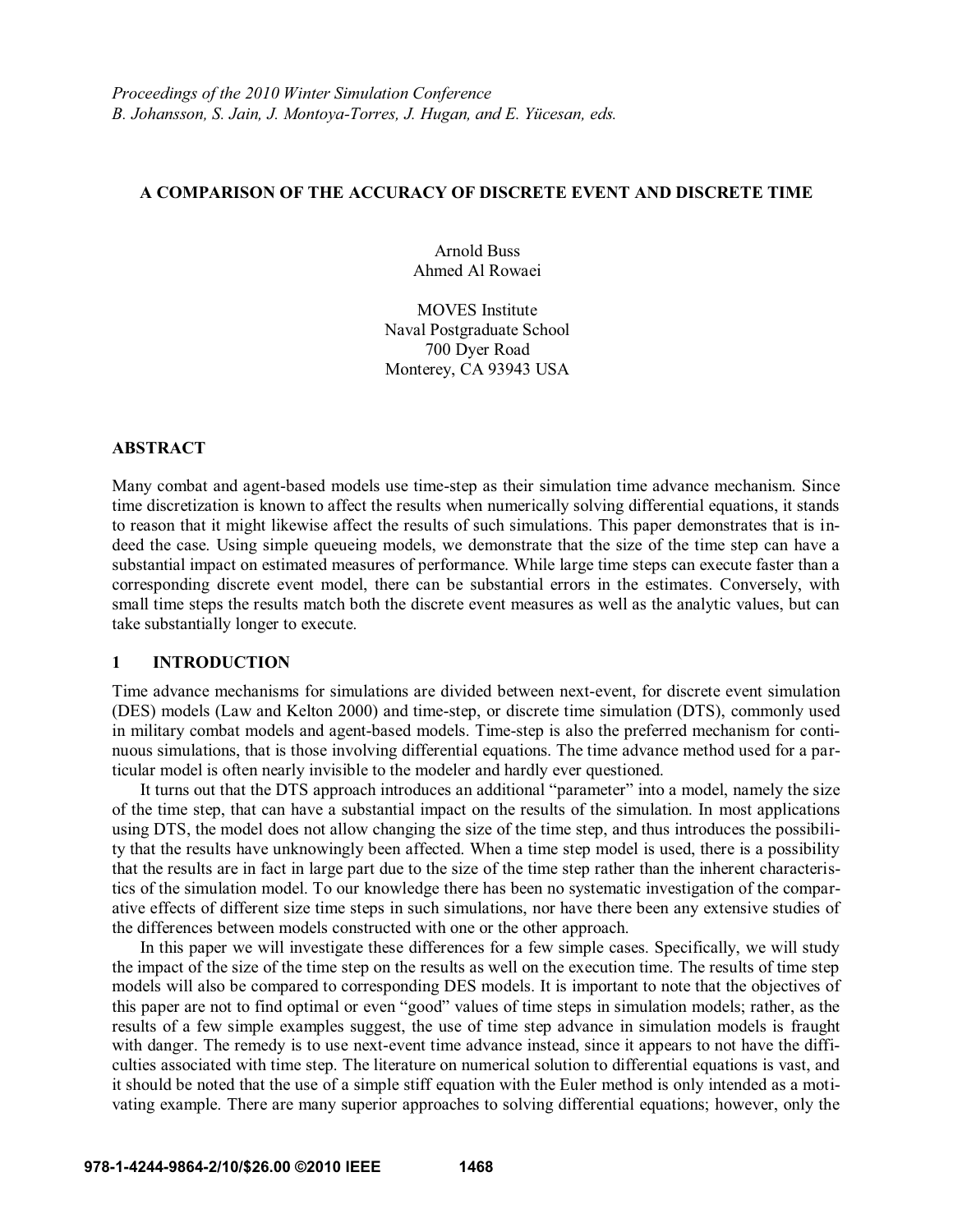*Proceedings of the 2010 Winter Simulation Conference*
*B. Johansson, S. Jain, J. Montoya-Torres, J. Hugan, and E. Yücesan, eds.*

# A COMPARISON OF THE ACCURACY OF DISCRETE EVENT AND DISCRETE TIME

Arnold Buss
Ahmed Al Rowaei

MOVES Institute
Naval Postgraduate School
700 Dyer Road
Monterey, CA 93943 USA

## ABSTRACT

Many combat and agent-based models use time-step as their simulation time advance mechanism. Since time discretization is known to affect the results when numerically solving differential equations, it stands to reason that it might likewise affect the results of such simulations. This paper demonstrates that is indeed the case. Using simple queueing models, we demonstrate that the size of the time step can have a substantial impact on estimated measures of performance. While large time steps can execute faster than a corresponding discrete event model, there can be substantial errors in the estimates. Conversely, with small time steps the results match both the discrete event measures as well as the analytic values, but can take substantially longer to execute.

## 1 INTRODUCTION

Time advance mechanisms for simulations are divided between next-event, for discrete event simulation (DES) models (Law and Kelton 2000) and time-step, or discrete time simulation (DTS), commonly used in military combat models and agent-based models. Time-step is also the preferred mechanism for continuous simulations, that is those involving differential equations. The time advance method used for a particular model is often nearly invisible to the modeler and hardly ever questioned.

It turns out that the DTS approach introduces an additional "parameter" into a model, namely the size of the time step, that can have a substantial impact on the results of the simulation. In most applications using DTS, the model does not allow changing the size of the time step, and thus introduces the possibility that the results have unknowingly been affected. When a time step model is used, there is a possibility that the results are in fact in large part due to the size of the time step rather than the inherent characteristics of the simulation model. To our knowledge there has been no systematic investigation of the comparative effects of different size time steps in such simulations, nor have there been any extensive studies of the differences between models constructed with one or the other approach.

In this paper we will investigate these differences for a few simple cases. Specifically, we will study the impact of the size of the time step on the results as well on the execution time. The results of time step models will also be compared to corresponding DES models. It is important to note that the objectives of this paper are not to find optimal or even "good" values of time steps in simulation models; rather, as the results of a few simple examples suggest, the use of time step advance in simulation models is fraught with danger. The remedy is to use next-event time advance instead, since it appears to not have the difficulties associated with time step. The literature on numerical solution to differential equations is vast, and it should be noted that the use of a simple stiff equation with the Euler method is only intended as a motivating example. There are many superior approaches to solving differential equations; however, only the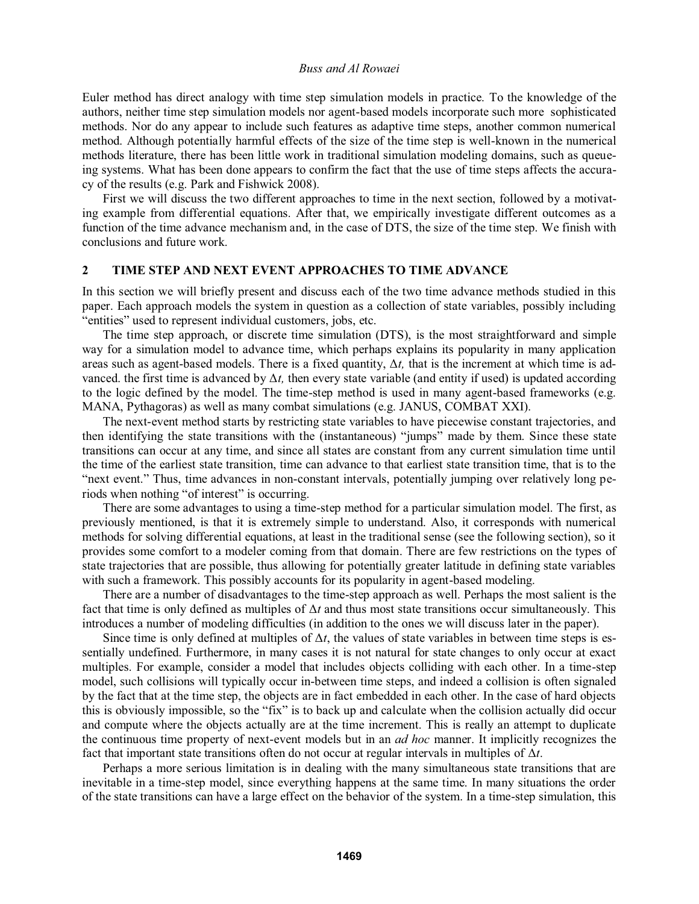Euler method has direct analogy with time step simulation models in practice. To the knowledge of the authors, neither time step simulation models nor agent-based models incorporate such more sophisticated methods. Nor do any appear to include such features as adaptive time steps, another common numerical method. Although potentially harmful effects of the size of the time step is well-known in the numerical methods literature, there has been little work in traditional simulation modeling domains, such as queueing systems. What has been done appears to confirm the fact that the use of time steps affects the accuracy of the results (e.g. Park and Fishwick 2008).

First we will discuss the two different approaches to time in the next section, followed by a motivating example from differential equations. After that, we empirically investigate different outcomes as a function of the time advance mechanism and, in the case of DTS, the size of the time step. We finish with conclusions and future work.

## 2 TIME STEP AND NEXT EVENT APPROACHES TO TIME ADVANCE

In this section we will briefly present and discuss each of the two time advance methods studied in this paper. Each approach models the system in question as a collection of state variables, possibly including "entities" used to represent individual customers, jobs, etc.

The time step approach, or discrete time simulation (DTS), is the most straightforward and simple way for a simulation model to advance time, which perhaps explains its popularity in many application areas such as agent-based models. There is a fixed quantity, $\Delta t$, that is the increment at which time is advanced. the first time is advanced by $\Delta t$, then every state variable (and entity if used) is updated according to the logic defined by the model. The time-step method is used in many agent-based frameworks (e.g. MANA, Pythagoras) as well as many combat simulations (e.g. JANUS, COMBAT XXI).

The next-event method starts by restricting state variables to have piecewise constant trajectories, and then identifying the state transitions with the (instantaneous) "jumps" made by them. Since these state transitions can occur at any time, and since all states are constant from any current simulation time until the time of the earliest state transition, time can advance to that earliest state transition time, that is to the "next event." Thus, time advances in non-constant intervals, potentially jumping over relatively long periods when nothing "of interest" is occurring.

There are some advantages to using a time-step method for a particular simulation model. The first, as previously mentioned, is that it is extremely simple to understand. Also, it corresponds with numerical methods for solving differential equations, at least in the traditional sense (see the following section), so it provides some comfort to a modeler coming from that domain. There are few restrictions on the types of state trajectories that are possible, thus allowing for potentially greater latitude in defining state variables with such a framework. This possibly accounts for its popularity in agent-based modeling.

There are a number of disadvantages to the time-step approach as well. Perhaps the most salient is the fact that time is only defined as multiples of $\Delta t$ and thus most state transitions occur simultaneously. This introduces a number of modeling difficulties (in addition to the ones we will discuss later in the paper).

Since time is only defined at multiples of $\Delta t$, the values of state variables in between time steps is essentially undefined. Furthermore, in many cases it is not natural for state changes to only occur at exact multiples. For example, consider a model that includes objects colliding with each other. In a time-step model, such collisions will typically occur in-between time steps, and indeed a collision is often signaled by the fact that at the time step, the objects are in fact embedded in each other. In the case of hard objects this is obviously impossible, so the "fix" is to back up and calculate when the collision actually did occur and compute where the objects actually are at the time increment. This is really an attempt to duplicate the continuous time property of next-event models but in an *ad hoc* manner. It implicitly recognizes the fact that important state transitions often do not occur at regular intervals in multiples of $\Delta t$.

Perhaps a more serious limitation is in dealing with the many simultaneous state transitions that are inevitable in a time-step model, since everything happens at the same time. In many situations the order of the state transitions can have a large effect on the behavior of the system. In a time-step simulation, this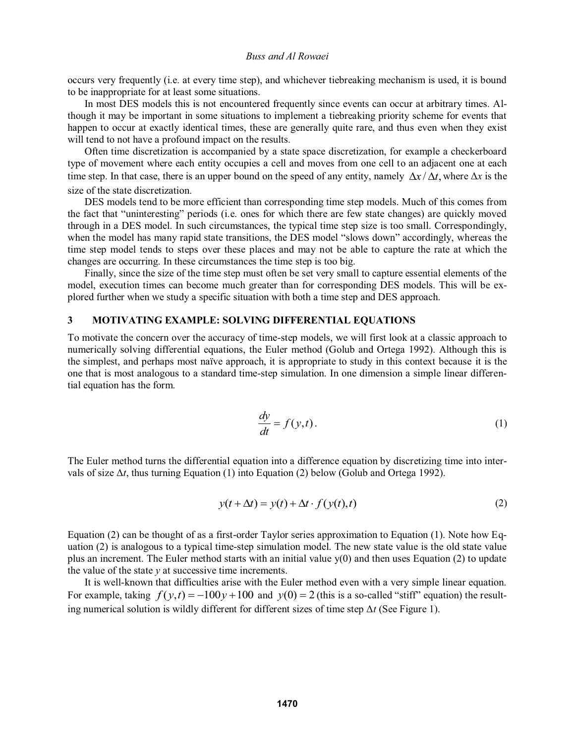occurs very frequently (i.e. at every time step), and whichever tiebreaking mechanism is used, it is bound to be inappropriate for at least some situations.

In most DES models this is not encountered frequently since events can occur at arbitrary times. Although it may be important in some situations to implement a tiebreaking priority scheme for events that happen to occur at exactly identical times, these are generally quite rare, and thus even when they exist will tend to not have a profound impact on the results.

Often time discretization is accompanied by a state space discretization, for example a checkerboard type of movement where each entity occupies a cell and moves from one cell to an adjacent one at each time step. In that case, there is an upper bound on the speed of any entity, namely $\Delta x / \Delta t$, where $\Delta x$ is the size of the state discretization.

DES models tend to be more efficient than corresponding time step models. Much of this comes from the fact that "uninteresting" periods (i.e. ones for which there are few state changes) are quickly moved through in a DES model. In such circumstances, the typical time step size is too small. Correspondingly, when the model has many rapid state transitions, the DES model "slows down" accordingly, whereas the time step model tends to steps over these places and may not be able to capture the rate at which the changes are occurring. In these circumstances the time step is too big.

Finally, since the size of the time step must often be set very small to capture essential elements of the model, execution times can become much greater than for corresponding DES models. This will be explored further when we study a specific situation with both a time step and DES approach.

## 3 MOTIVATING EXAMPLE: SOLVING DIFFERENTIAL EQUATIONS

To motivate the concern over the accuracy of time-step models, we will first look at a classic approach to numerically solving differential equations, the Euler method (Golub and Ortega 1992). Although this is the simplest, and perhaps most naïve approach, it is appropriate to study in this context because it is the one that is most analogous to a standard time-step simulation. In one dimension a simple linear differential equation has the form.

$$\frac{dy}{dt} = f(y,t). \tag{1}$$

The Euler method turns the differential equation into a difference equation by discretizing time into intervals of size $\Delta t$, thus turning Equation (1) into Equation (2) below (Golub and Ortega 1992).

$$y(t + \Delta t) = y(t) + \Delta t \cdot f(y(t), t) \tag{2}$$

Equation (2) can be thought of as a first-order Taylor series approximation to Equation (1). Note how Equation (2) is analogous to a typical time-step simulation model. The new state value is the old state value plus an increment. The Euler method starts with an initial value y(0) and then uses Equation (2) to update the value of the state *y* at successive time increments.

It is well-known that difficulties arise with the Euler method even with a very simple linear equation. For example, taking $f(y,t) = -100y + 100$ and $y(0) = 2$ (this is a so-called "stiff" equation) the resulting numerical solution is wildly different for different sizes of time step $\Delta t$ (See Figure 1).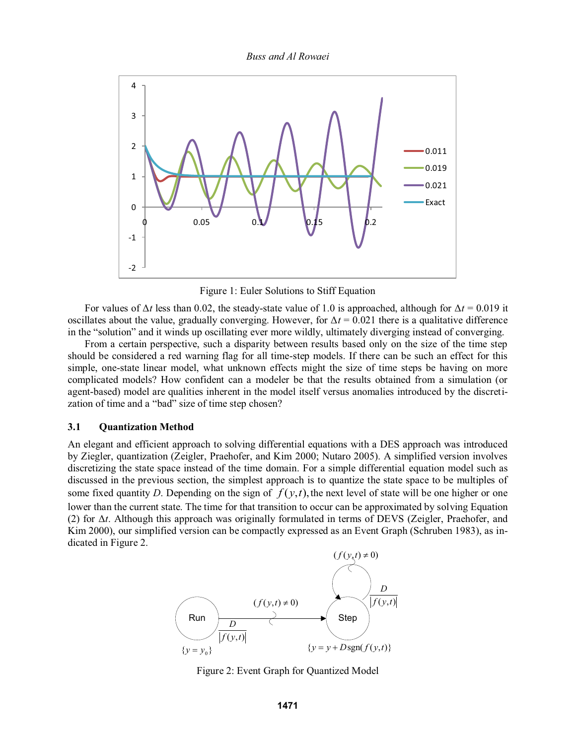Figure 1: Euler Solutions to Stiff Equation

For values of $\Delta t$ less than 0.02, the steady-state value of 1.0 is approached, although for $\Delta t = 0.019$ it oscillates about the value, gradually converging. However, for $\Delta t = 0.021$ there is a qualitative difference in the "solution" and it winds up oscillating ever more wildly, ultimately diverging instead of converging.

From a certain perspective, such a disparity between results based only on the size of the time step should be considered a red warning flag for all time-step models. If there can be such an effect for this simple, one-state linear model, what unknown effects might the size of time steps be having on more complicated models? How confident can a modeler be that the results obtained from a simulation (or agent-based) model are qualities inherent in the model itself versus anomalies introduced by the discretization of time and a "bad" size of time step chosen?

### 3.1 Quantization Method

An elegant and efficient approach to solving differential equations with a DES approach was introduced by Ziegler, quantization (Zeigler, Praehofer, and Kim 2000; Nutaro 2005). A simplified version involves discretizing the state space instead of the time domain. For a simple differential equation model such as discussed in the previous section, the simplest approach is to quantize the state space to be multiples of some fixed quantity $D$. Depending on the sign of $f(y,t)$, the next level of state will be one higher or one lower than the current state. The time for that transition to occur can be approximated by solving Equation (2) for $\Delta t$. Although this approach was originally formulated in terms of DEVS (Zeigler, Praehofer, and Kim 2000), our simplified version can be compactly expressed as an Event Graph (Schruben 1983), as indicated in Figure 2.

Figure 2: Event Graph for Quantized Model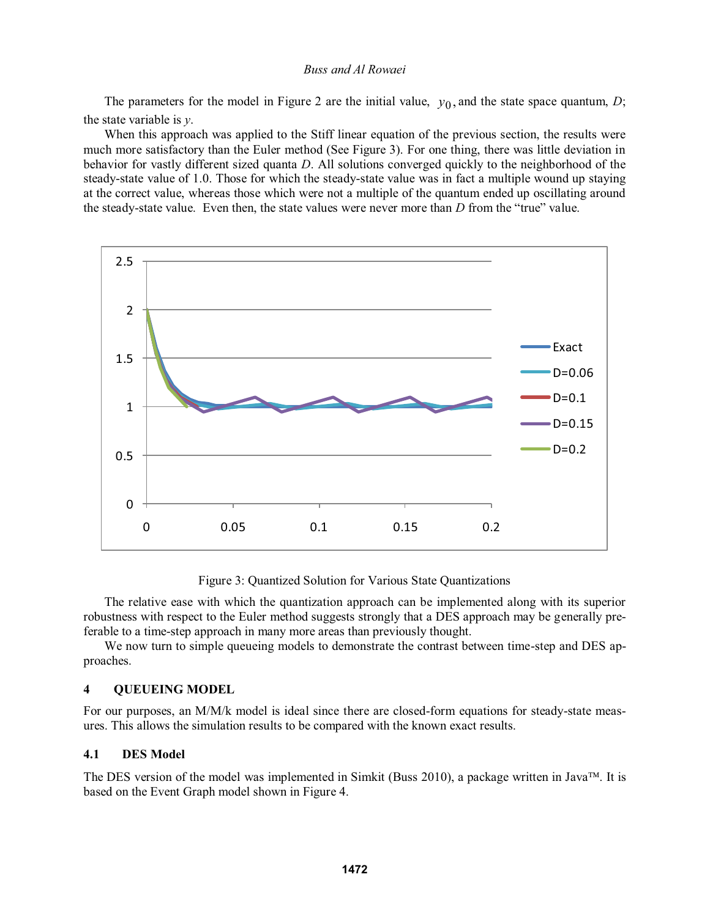The parameters for the model in Figure 2 are the initial value, $y_0$, and the state space quantum, $D$; the state variable is $y$.

When this approach was applied to the Stiff linear equation of the previous section, the results were much more satisfactory than the Euler method (See Figure 3). For one thing, there was little deviation in behavior for vastly different sized quanta $D$. All solutions converged quickly to the neighborhood of the steady-state value of 1.0. Those for which the steady-state value was in fact a multiple wound up staying at the correct value, whereas those which were not a multiple of the quantum ended up oscillating around the steady-state value. Even then, the state values were never more than $D$ from the "true" value.

Figure 3: Quantized Solution for Various State Quantizations

The relative ease with which the quantization approach can be implemented along with its superior robustness with respect to the Euler method suggests strongly that a DES approach may be generally preferable to a time-step approach in many more areas than previously thought.

We now turn to simple queueing models to demonstrate the contrast between time-step and DES approaches.

## 4 QUEUEING MODEL

For our purposes, an M/M/k model is ideal since there are closed-form equations for steady-state measures. This allows the simulation results to be compared with the known exact results.

### 4.1 DES Model

The DES version of the model was implemented in Simkit (Buss 2010), a package written in Java™. It is based on the Event Graph model shown in Figure 4.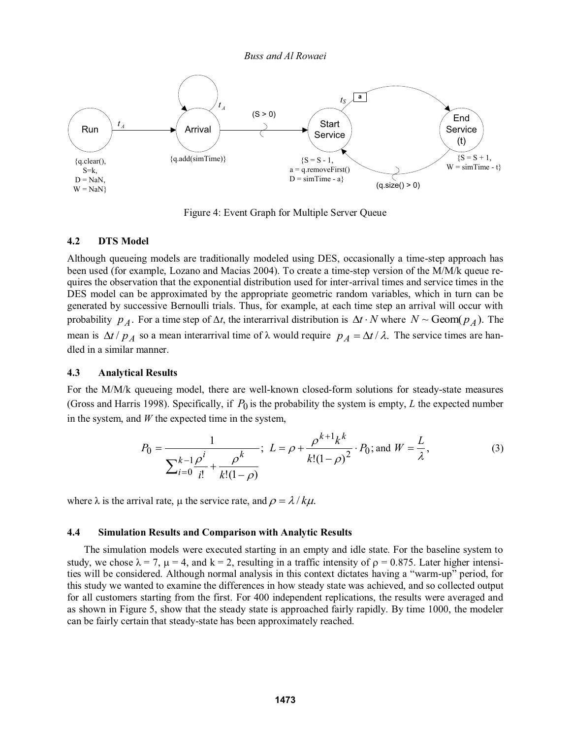Figure 4: Event Graph for Multiple Server Queue

### 4.2 DTS Model

Although queueing models are traditionally modeled using DES, occasionally a time-step approach has been used (for example, Lozano and Macias 2004). To create a time-step version of the M/M/k queue requires the observation that the exponential distribution used for inter-arrival times and service times in the DES model can be approximated by the appropriate geometric random variables, which in turn can be generated by successive Bernoulli trials. Thus, for example, at each time step an arrival will occur with probability $p_A$. For a time step of $\Delta t$, the interarrival distribution is $\Delta t \cdot N$ where $N \sim \text{Geom}(p_A)$. The mean is $\Delta t / p_A$ so a mean interarrival time of $\lambda$ would require $p_A = \Delta t / \lambda$. The service times are handled in a similar manner.

### 4.3 Analytical Results

For the M/M/k queueing model, there are well-known closed-form solutions for steady-state measures (Gross and Harris 1998). Specifically, if $P_0$ is the probability the system is empty, $L$ the expected number in the system, and $W$ the expected time in the system,

$$P_0 = \frac{1}{\sum_{i=0}^{k-1} \frac{\rho^i}{i!} + \frac{\rho^k}{k!(1-\rho)}}; \; L = \rho + \frac{\rho^{k+1} k^k}{k!(1-\rho)^2} \cdot P_0; \text{ and } W = \frac{L}{\lambda}, \tag{3}$$

where $\lambda$ is the arrival rate, $\mu$ the service rate, and $\rho = \lambda / k\mu$.

### 4.4 Simulation Results and Comparison with Analytic Results

The simulation models were executed starting in an empty and idle state. For the baseline system to study, we chose $\lambda = 7$, $\mu = 4$, and $k = 2$, resulting in a traffic intensity of $\rho = 0.875$. Later higher intensities will be considered. Although normal analysis in this context dictates having a "warm-up" period, for this study we wanted to examine the differences in how steady state was achieved, and so collected output for all customers starting from the first. For 400 independent replications, the results were averaged and as shown in Figure 5, show that the steady state is approached fairly rapidly. By time 1000, the modeler can be fairly certain that steady-state has been approximately reached.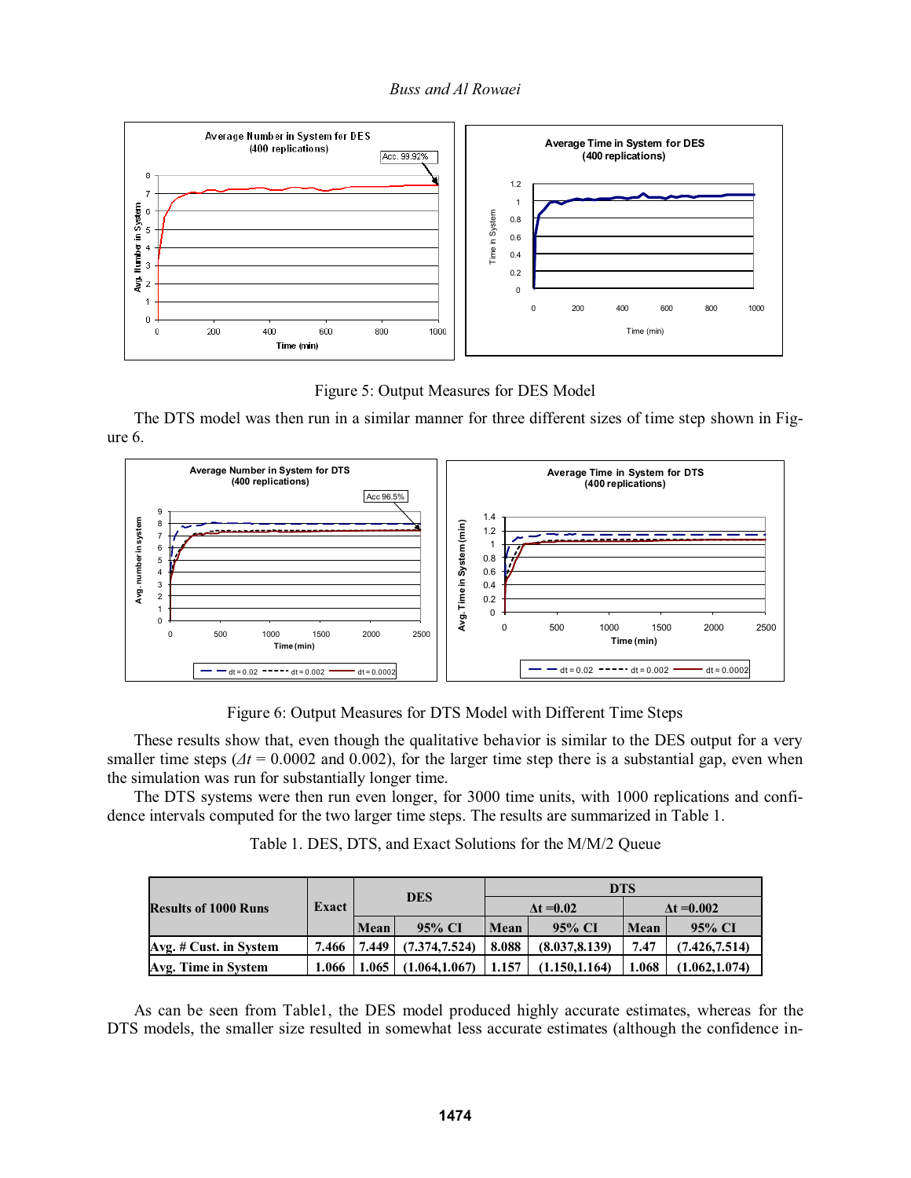Figure 5: Output Measures for DES Model

The DTS model was then run in a similar manner for three different sizes of time step shown in Figure 6.

Figure 6: Output Measures for DTS Model with Different Time Steps

These results show that, even though the qualitative behavior is similar to the DES output for a very smaller time steps ($\Delta t$ = 0.0002 and 0.002), for the larger time step there is a substantial gap, even when the simulation was run for substantially longer time.

The DTS systems were then run even longer, for 3000 time units, with 1000 replications and confidence intervals computed for the two larger time steps. The results are summarized in Table 1.

Table 1. DES, DTS, and Exact Solutions for the M/M/2 Queue

| Results of 1000 Runs | Exact | DES | | DTS | | | |
|---|---|---|---|---|---|---|---|
| | | | | Δt =0.02 | | Δt =0.002 | |
| | | Mean | 95% CI | Mean | 95% CI | Mean | 95% CI |
| Avg. # Cust. in System | 7.466 | 7.449 | (7.374,7.524) | 8.088 | (8.037,8.139) | 7.47 | (7.426,7.514) |
| Avg. Time in System | 1.066 | 1.065 | (1.064,1.067) | 1.157 | (1.150,1.164) | 1.068 | (1.062,1.074) |

As can be seen from Table1, the DES model produced highly accurate estimates, whereas for the DTS models, the smaller size resulted in somewhat less accurate estimates (although the confidence in-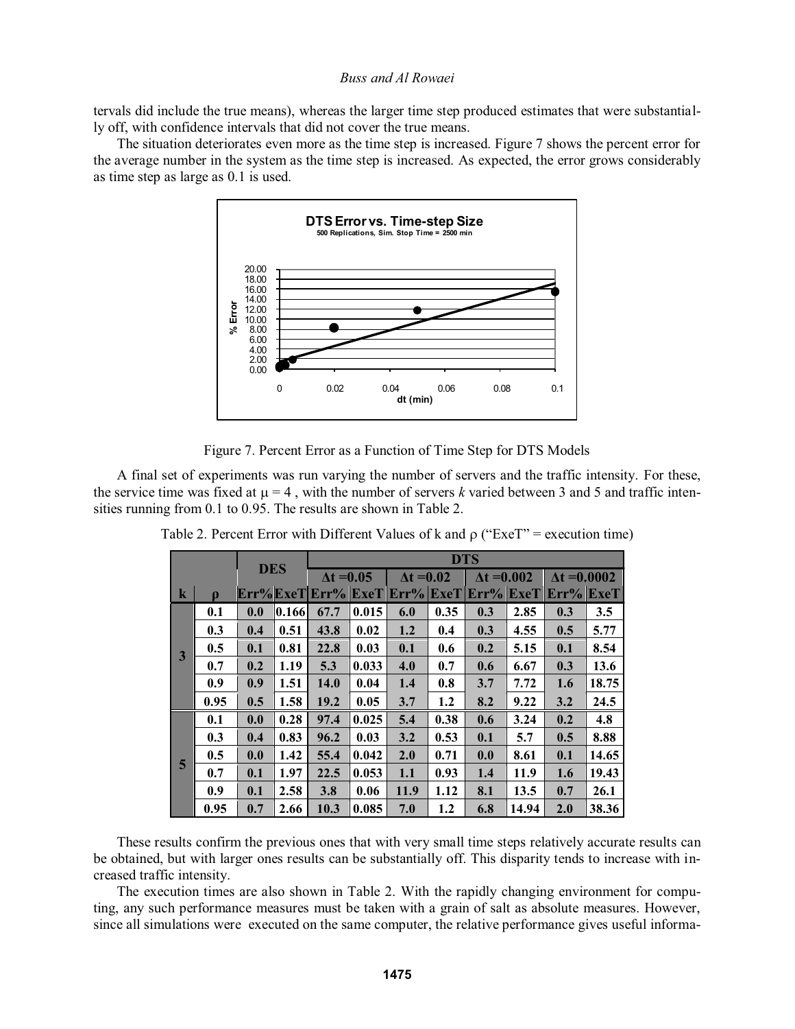tervals did include the true means), whereas the larger time step produced estimates that were substantially off, with confidence intervals that did not cover the true means.

The situation deteriorates even more as the time step is increased. Figure 7 shows the percent error for the average number in the system as the time step is increased. As expected, the error grows considerably as time step as large as 0.1 is used.

Figure 7. Percent Error as a Function of Time Step for DTS Models

A final set of experiments was run varying the number of servers and the traffic intensity. For these, the service time was fixed at $\mu = 4$ , with the number of servers $k$ varied between 3 and 5 and traffic intensities running from 0.1 to 0.95. The results are shown in Table 2.

Table 2. Percent Error with Different Values of k and $\rho$ ("ExeT" = execution time)

| | | DES | | DTS | | | | | | | |
|---|---|---|---|---|---|---|---|---|---|---|---|
| | | | | $\Delta t = 0.05$ | | $\Delta t = 0.02$ | | $\Delta t = 0.002$ | | $\Delta t = 0.0002$ | |
| k | $\rho$ | Err% | ExeT | Err% | ExeT | Err% | ExeT | Err% | ExeT | Err% | ExeT |
| 3 | 0.1 | 0.0 | 0.166 | 67.7 | 0.015 | 6.0 | 0.35 | 0.3 | 2.85 | 0.3 | 3.5 |
| | 0.3 | 0.4 | 0.51 | 43.8 | 0.02 | 1.2 | 0.4 | 0.3 | 4.55 | 0.5 | 5.77 |
| | 0.5 | 0.1 | 0.81 | 22.8 | 0.03 | 0.1 | 0.6 | 0.2 | 5.15 | 0.1 | 8.54 |
| | 0.7 | 0.2 | 1.19 | 5.3 | 0.033 | 4.0 | 0.7 | 0.6 | 6.67 | 0.3 | 13.6 |
| | 0.9 | 0.9 | 1.51 | 14.0 | 0.04 | 1.4 | 0.8 | 3.7 | 7.72 | 1.6 | 18.75 |
| | 0.95 | 0.5 | 1.58 | 19.2 | 0.05 | 3.7 | 1.2 | 8.2 | 9.22 | 3.2 | 24.5 |
| 5 | 0.1 | 0.0 | 0.28 | 97.4 | 0.025 | 5.4 | 0.38 | 0.6 | 3.24 | 0.2 | 4.8 |
| | 0.3 | 0.4 | 0.83 | 96.2 | 0.03 | 3.2 | 0.53 | 0.1 | 5.7 | 0.5 | 8.88 |
| | 0.5 | 0.0 | 1.42 | 55.4 | 0.042 | 2.0 | 0.71 | 0.0 | 8.61 | 0.1 | 14.65 |
| | 0.7 | 0.1 | 1.97 | 22.5 | 0.053 | 1.1 | 0.93 | 1.4 | 11.9 | 1.6 | 19.43 |
| | 0.9 | 0.1 | 2.58 | 3.8 | 0.06 | 11.9 | 1.12 | 8.1 | 13.5 | 0.7 | 26.1 |
| | 0.95 | 0.7 | 2.66 | 10.3 | 0.085 | 7.0 | 1.2 | 6.8 | 14.94 | 2.0 | 38.36 |

These results confirm the previous ones that with very small time steps relatively accurate results can be obtained, but with larger ones results can be substantially off. This disparity tends to increase with increased traffic intensity.

The execution times are also shown in Table 2. With the rapidly changing environment for computing, any such performance measures must be taken with a grain of salt as absolute measures. However, since all simulations were executed on the same computer, the relative performance gives useful informa-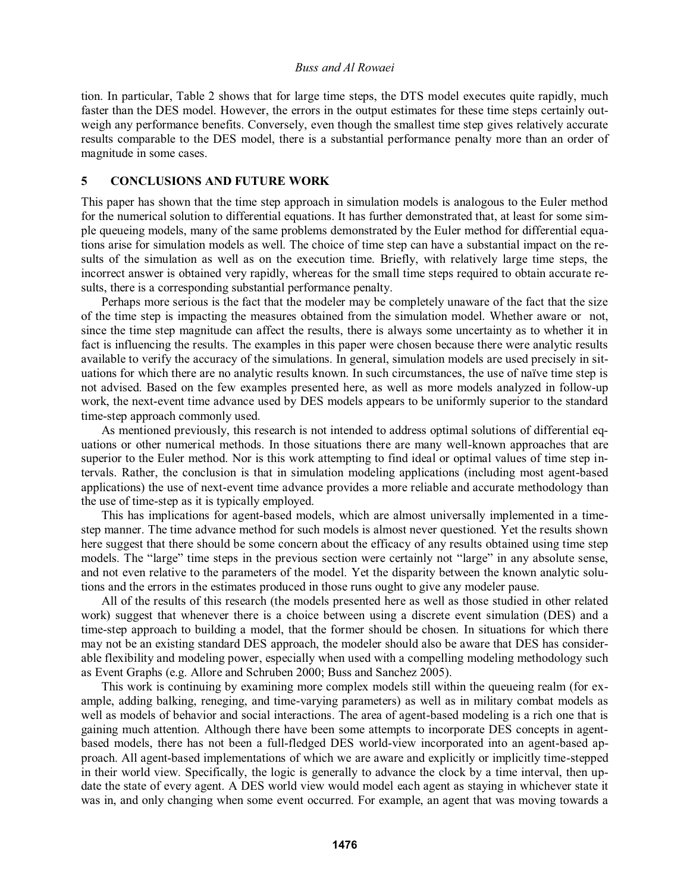tion. In particular, Table 2 shows that for large time steps, the DTS model executes quite rapidly, much faster than the DES model. However, the errors in the output estimates for these time steps certainly outweigh any performance benefits. Conversely, even though the smallest time step gives relatively accurate results comparable to the DES model, there is a substantial performance penalty more than an order of magnitude in some cases.

## 5 CONCLUSIONS AND FUTURE WORK

This paper has shown that the time step approach in simulation models is analogous to the Euler method for the numerical solution to differential equations. It has further demonstrated that, at least for some simple queueing models, many of the same problems demonstrated by the Euler method for differential equations arise for simulation models as well. The choice of time step can have a substantial impact on the results of the simulation as well as on the execution time. Briefly, with relatively large time steps, the incorrect answer is obtained very rapidly, whereas for the small time steps required to obtain accurate results, there is a corresponding substantial performance penalty.

Perhaps more serious is the fact that the modeler may be completely unaware of the fact that the size of the time step is impacting the measures obtained from the simulation model. Whether aware or not, since the time step magnitude can affect the results, there is always some uncertainty as to whether it in fact is influencing the results. The examples in this paper were chosen because there were analytic results available to verify the accuracy of the simulations. In general, simulation models are used precisely in situations for which there are no analytic results known. In such circumstances, the use of naïve time step is not advised. Based on the few examples presented here, as well as more models analyzed in follow-up work, the next-event time advance used by DES models appears to be uniformly superior to the standard time-step approach commonly used.

As mentioned previously, this research is not intended to address optimal solutions of differential equations or other numerical methods. In those situations there are many well-known approaches that are superior to the Euler method. Nor is this work attempting to find ideal or optimal values of time step intervals. Rather, the conclusion is that in simulation modeling applications (including most agent-based applications) the use of next-event time advance provides a more reliable and accurate methodology than the use of time-step as it is typically employed.

This has implications for agent-based models, which are almost universally implemented in a time-step manner. The time advance method for such models is almost never questioned. Yet the results shown here suggest that there should be some concern about the efficacy of any results obtained using time step models. The "large" time steps in the previous section were certainly not "large" in any absolute sense, and not even relative to the parameters of the model. Yet the disparity between the known analytic solutions and the errors in the estimates produced in those runs ought to give any modeler pause.

All of the results of this research (the models presented here as well as those studied in other related work) suggest that whenever there is a choice between using a discrete event simulation (DES) and a time-step approach to building a model, that the former should be chosen. In situations for which there may not be an existing standard DES approach, the modeler should also be aware that DES has considerable flexibility and modeling power, especially when used with a compelling modeling methodology such as Event Graphs (e.g. Allore and Schruben 2000; Buss and Sanchez 2005).

This work is continuing by examining more complex models still within the queueing realm (for example, adding balking, reneging, and time-varying parameters) as well as in military combat models as well as models of behavior and social interactions. The area of agent-based modeling is a rich one that is gaining much attention. Although there have been some attempts to incorporate DES concepts in agent-based models, there has not been a full-fledged DES world-view incorporated into an agent-based approach. All agent-based implementations of which we are aware and explicitly or implicitly time-stepped in their world view. Specifically, the logic is generally to advance the clock by a time interval, then update the state of every agent. A DES world view would model each agent as staying in whichever state it was in, and only changing when some event occurred. For example, an agent that was moving towards a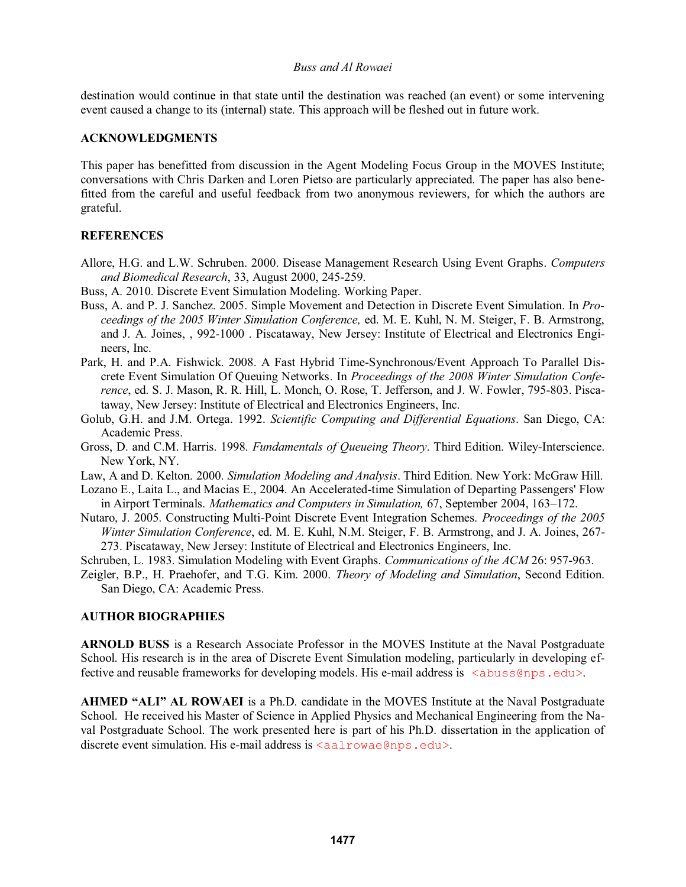destination would continue in that state until the destination was reached (an event) or some intervening event caused a change to its (internal) state. This approach will be fleshed out in future work.

## ACKNOWLEDGMENTS

This paper has benefitted from discussion in the Agent Modeling Focus Group in the MOVES Institute; conversations with Chris Darken and Loren Pietso are particularly appreciated. The paper has also benefitted from the careful and useful feedback from two anonymous reviewers, for which the authors are grateful.

## REFERENCES

Allore, H.G. and L.W. Schruben. 2000. Disease Management Research Using Event Graphs. *Computers and Biomedical Research*, 33, August 2000, 245-259.

Buss, A. 2010. Discrete Event Simulation Modeling. Working Paper.

Buss, A. and P. J. Sanchez. 2005. Simple Movement and Detection in Discrete Event Simulation. In *Proceedings of the 2005 Winter Simulation Conference,* ed. M. E. Kuhl, N. M. Steiger, F. B. Armstrong, and J. A. Joines, , 992-1000 . Piscataway, New Jersey: Institute of Electrical and Electronics Engineers, Inc.

Park, H. and P.A. Fishwick. 2008. A Fast Hybrid Time-Synchronous/Event Approach To Parallel Discrete Event Simulation Of Queuing Networks. In *Proceedings of the 2008 Winter Simulation Conference*, ed. S. J. Mason, R. R. Hill, L. Monch, O. Rose, T. Jefferson, and J. W. Fowler, 795-803. Piscataway, New Jersey: Institute of Electrical and Electronics Engineers, Inc.

Golub, G.H. and J.M. Ortega. 1992. *Scientific Computing and Differential Equations*. San Diego, CA: Academic Press.

Gross, D. and C.M. Harris. 1998. *Fundamentals of Queueing Theory*. Third Edition. Wiley-Interscience. New York, NY.

Law, A and D. Kelton. 2000. *Simulation Modeling and Analysis*. Third Edition. New York: McGraw Hill.

Lozano E., Laita L., and Macias E., 2004. An Accelerated-time Simulation of Departing Passengers' Flow in Airport Terminals. *Mathematics and Computers in Simulation,* 67, September 2004, 163–172.

Nutaro, J. 2005. Constructing Multi-Point Discrete Event Integration Schemes. *Proceedings of the 2005 Winter Simulation Conference*, ed. M. E. Kuhl, N.M. Steiger, F. B. Armstrong, and J. A. Joines, 267-273. Piscataway, New Jersey: Institute of Electrical and Electronics Engineers, Inc.

Schruben, L. 1983. Simulation Modeling with Event Graphs. *Communications of the ACM* 26: 957-963.

Zeigler, B.P., H. Praehofer, and T.G. Kim. 2000. *Theory of Modeling and Simulation*, Second Edition. San Diego, CA: Academic Press.

## AUTHOR BIOGRAPHIES

**ARNOLD BUSS** is a Research Associate Professor in the MOVES Institute at the Naval Postgraduate School. His research is in the area of Discrete Event Simulation modeling, particularly in developing effective and reusable frameworks for developing models. His e-mail address is <abuss@nps.edu>.

**AHMED "ALI" AL ROWAEI** is a Ph.D. candidate in the MOVES Institute at the Naval Postgraduate School. He received his Master of Science in Applied Physics and Mechanical Engineering from the Naval Postgraduate School. The work presented here is part of his Ph.D. dissertation in the application of discrete event simulation. His e-mail address is <aalrowae@nps.edu>.